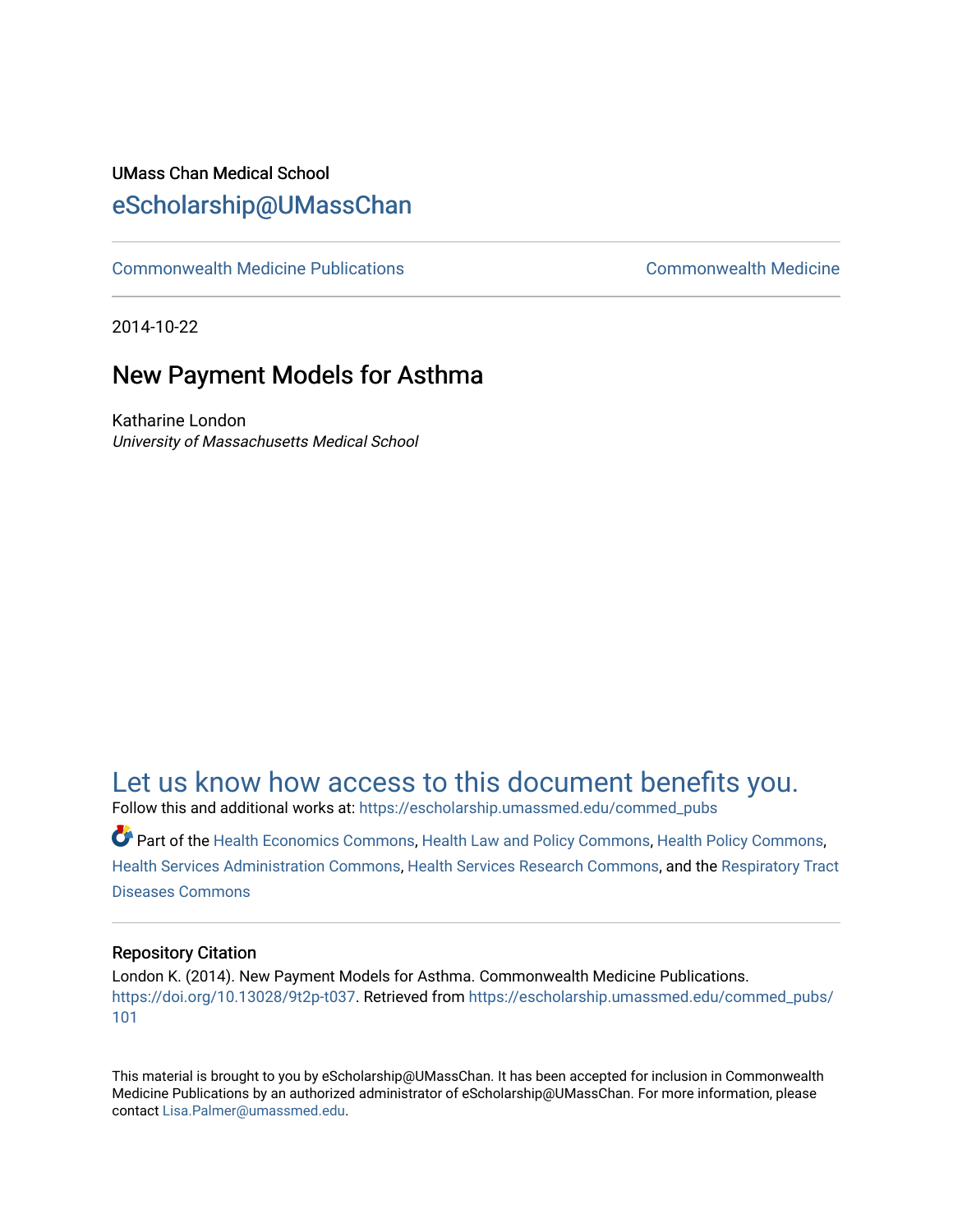UMass Chan Medical School

## eScholarship@UMassChan

Commonwealth Medicine Publications | Commonwealth Medicine

2014-10-22

# New Payment Models for Asthma

Katharine London

*University of Massachusetts Medical School*

## Let us know how access to this document benefits you.

Follow this and additional works at: https://escholarship.umassmed.edu/commed_pubs

Part of the Health Economics Commons, Health Law and Policy Commons, Health Policy Commons, Health Services Administration Commons, Health Services Research Commons, and the Respiratory Tract Diseases Commons

### Repository Citation

London K. (2014). New Payment Models for Asthma. Commonwealth Medicine Publications. https://doi.org/10.13028/9t2p-t037. Retrieved from https://escholarship.umassmed.edu/commed_pubs/101

This material is brought to you by eScholarship@UMassChan. It has been accepted for inclusion in Commonwealth Medicine Publications by an authorized administrator of eScholarship@UMassChan. For more information, please contact Lisa.Palmer@umassmed.edu.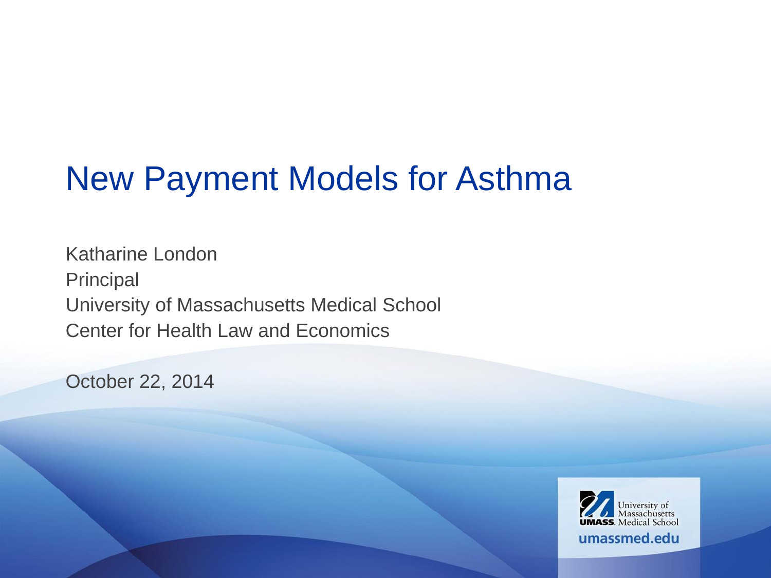# New Payment Models for Asthma

Katharine London
Principal
University of Massachusetts Medical School
Center for Health Law and Economics

October 22, 2014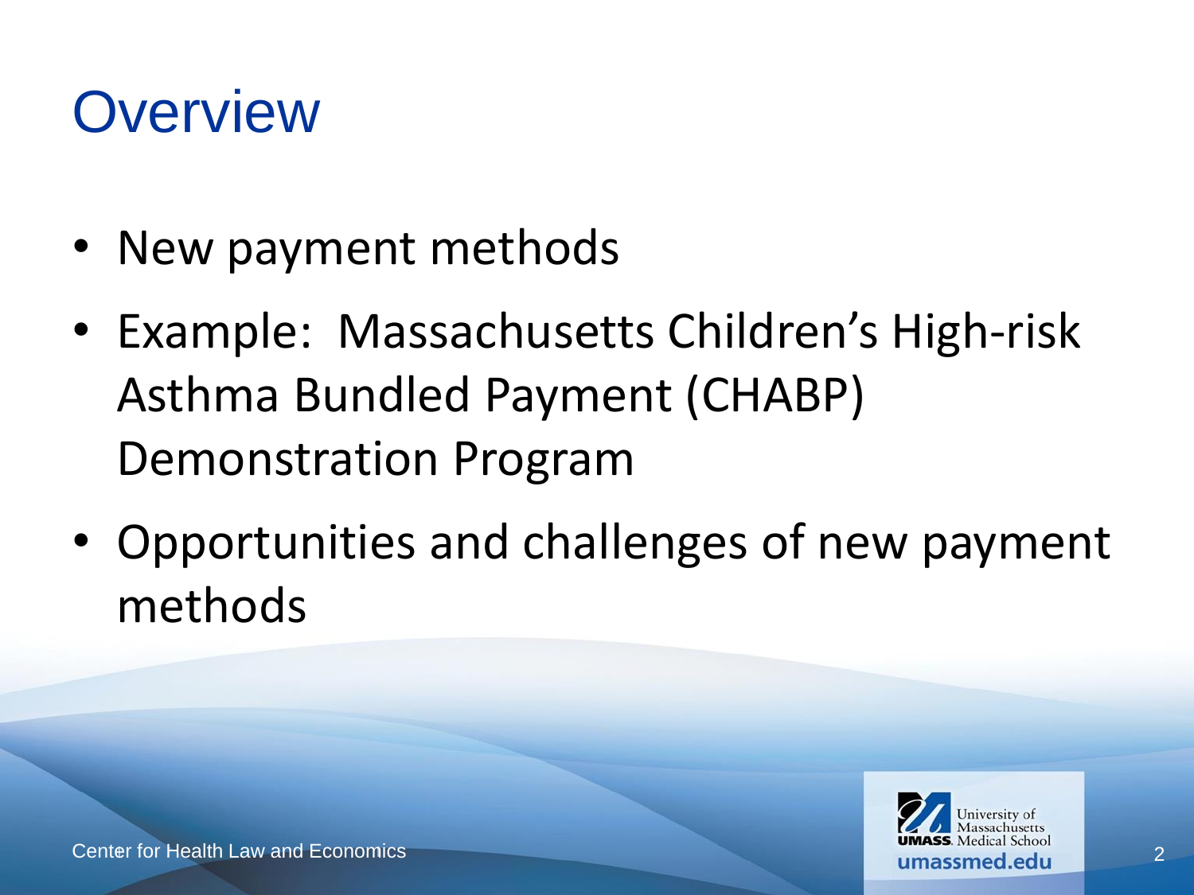# Overview

- New payment methods
- Example: Massachusetts Children's High-risk Asthma Bundled Payment (CHABP) Demonstration Program
- Opportunities and challenges of new payment methods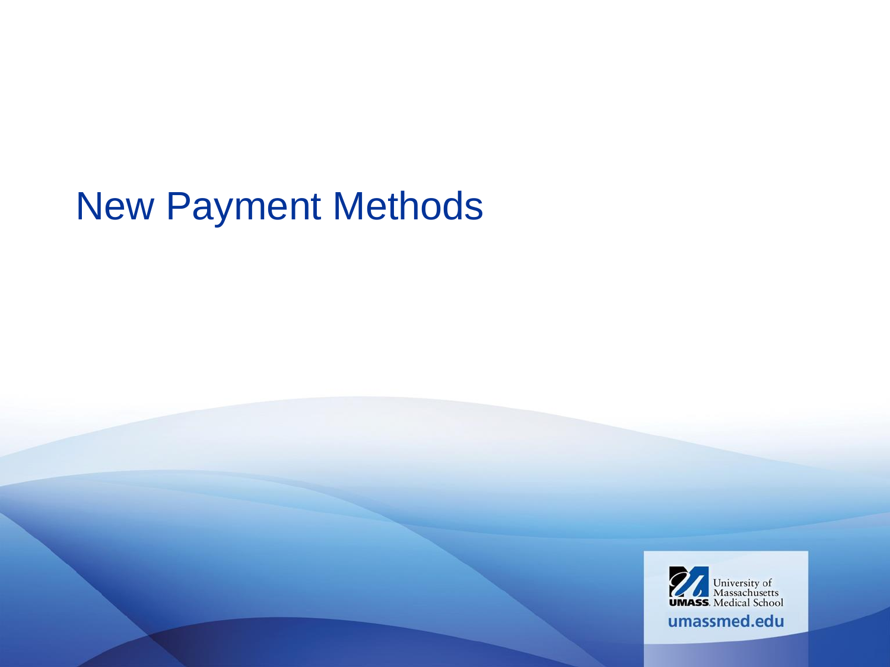# New Payment Methods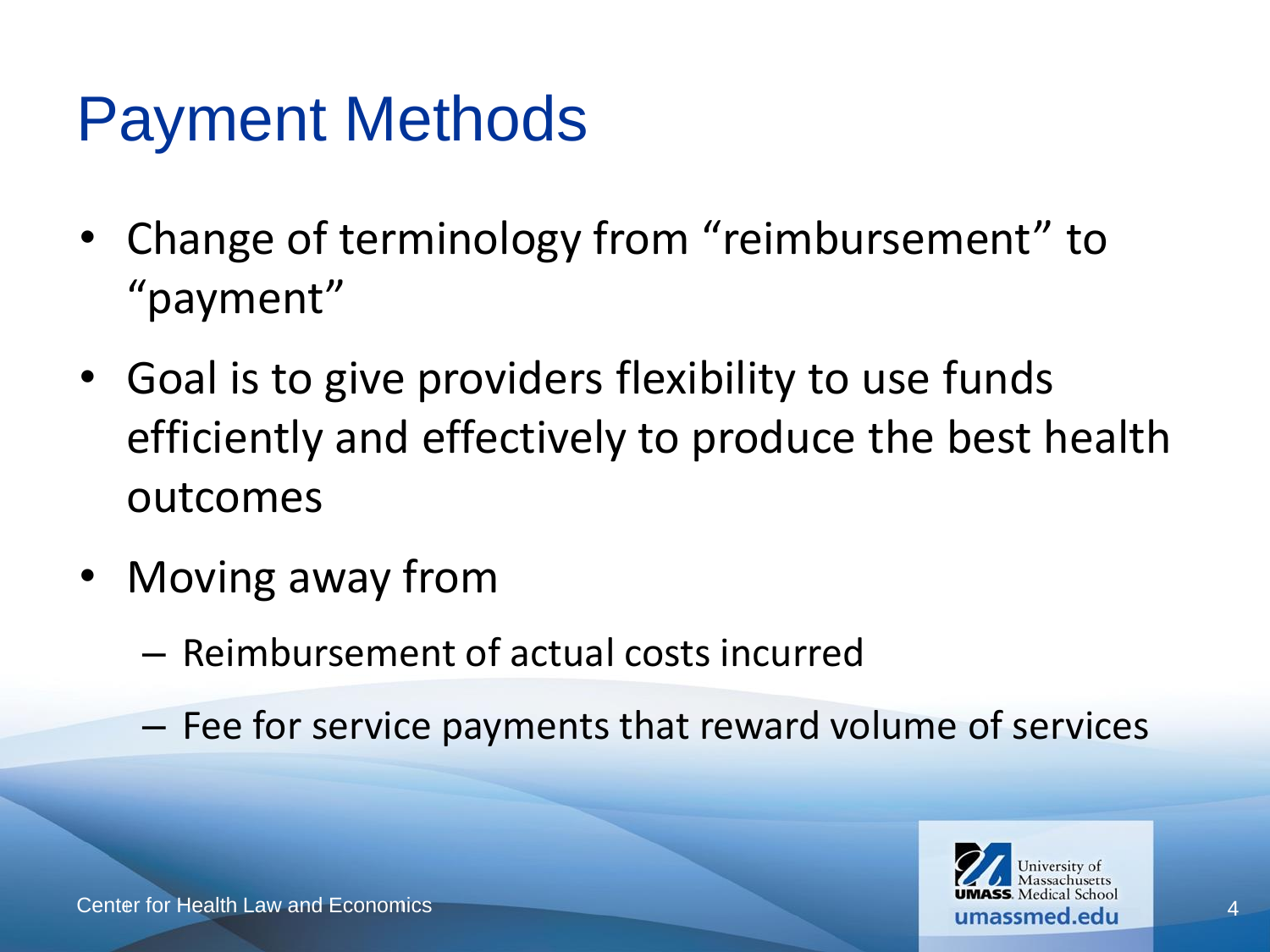# Payment Methods

- Change of terminology from "reimbursement" to "payment"
- Goal is to give providers flexibility to use funds efficiently and effectively to produce the best health outcomes
- Moving away from
  - Reimbursement of actual costs incurred
  - Fee for service payments that reward volume of services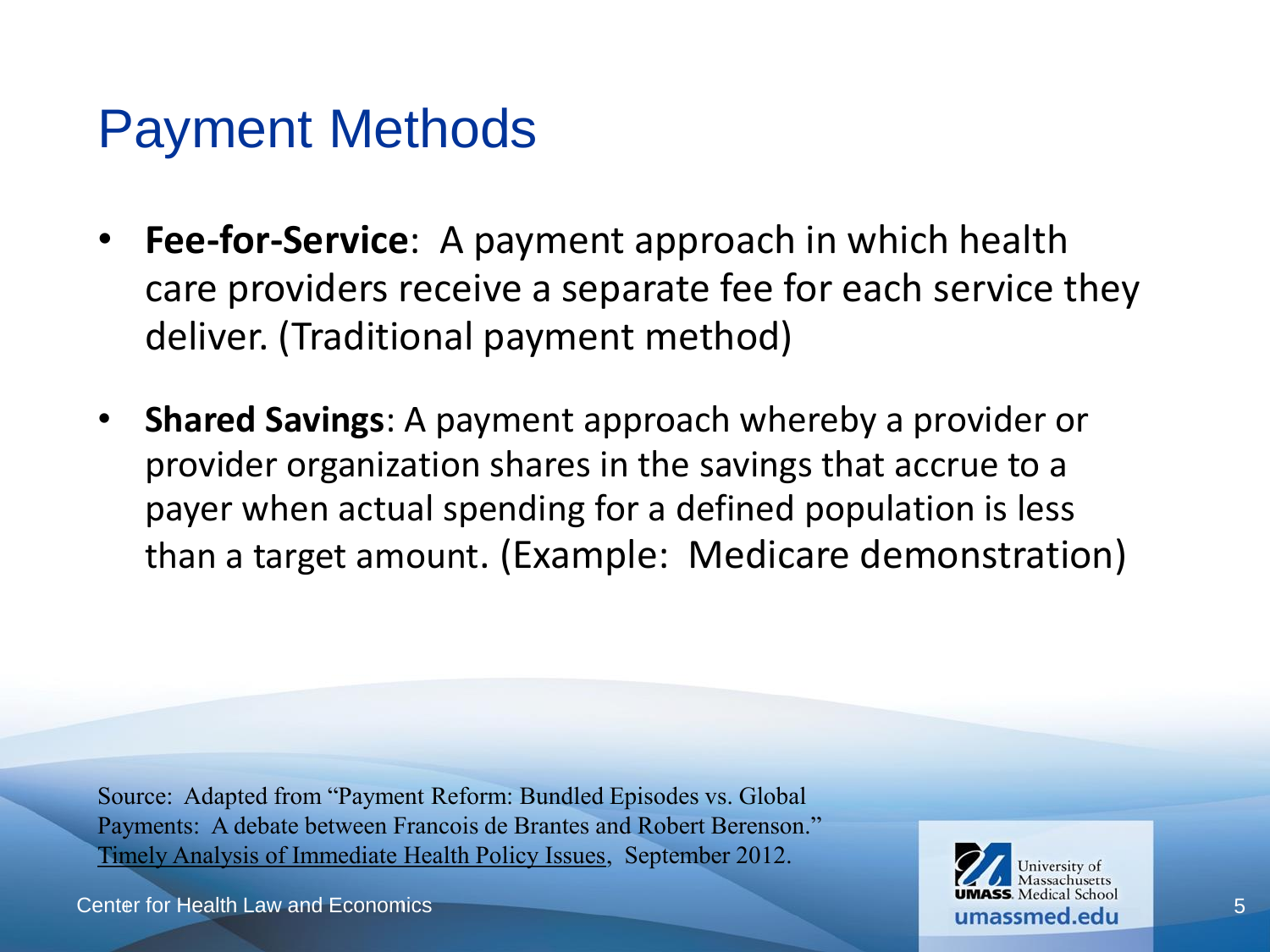# Payment Methods

- **Fee-for-Service**: A payment approach in which health care providers receive a separate fee for each service they deliver. (Traditional payment method)
- **Shared Savings**: A payment approach whereby a provider or provider organization shares in the savings that accrue to a payer when actual spending for a defined population is less than a target amount. (Example: Medicare demonstration)

Source: Adapted from "Payment Reform: Bundled Episodes vs. Global Payments: A debate between Francois de Brantes and Robert Berenson." Timely Analysis of Immediate Health Policy Issues, September 2012.

Center for Health Law and Economics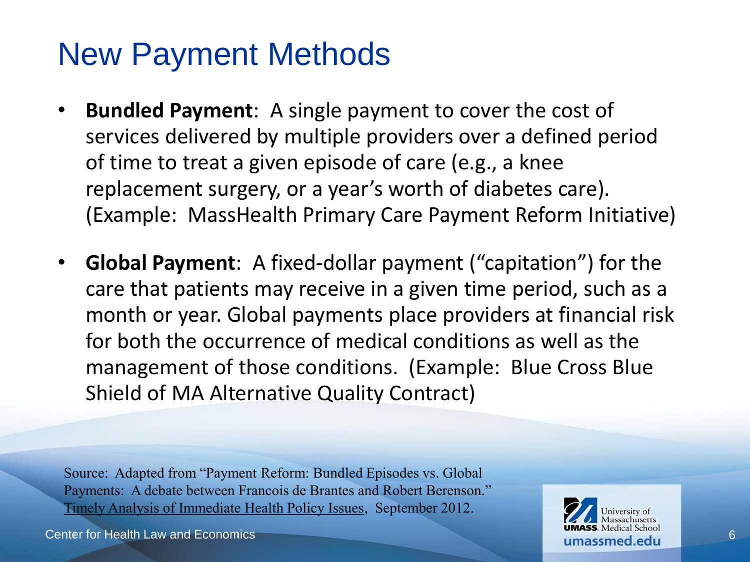# New Payment Methods

- **Bundled Payment**: A single payment to cover the cost of services delivered by multiple providers over a defined period of time to treat a given episode of care (e.g., a knee replacement surgery, or a year's worth of diabetes care). (Example: MassHealth Primary Care Payment Reform Initiative)
- **Global Payment**: A fixed-dollar payment ("capitation") for the care that patients may receive in a given time period, such as a month or year. Global payments place providers at financial risk for both the occurrence of medical conditions as well as the management of those conditions. (Example: Blue Cross Blue Shield of MA Alternative Quality Contract)

Source: Adapted from "Payment Reform: Bundled Episodes vs. Global Payments: A debate between Francois de Brantes and Robert Berenson." Timely Analysis of Immediate Health Policy Issues, September 2012.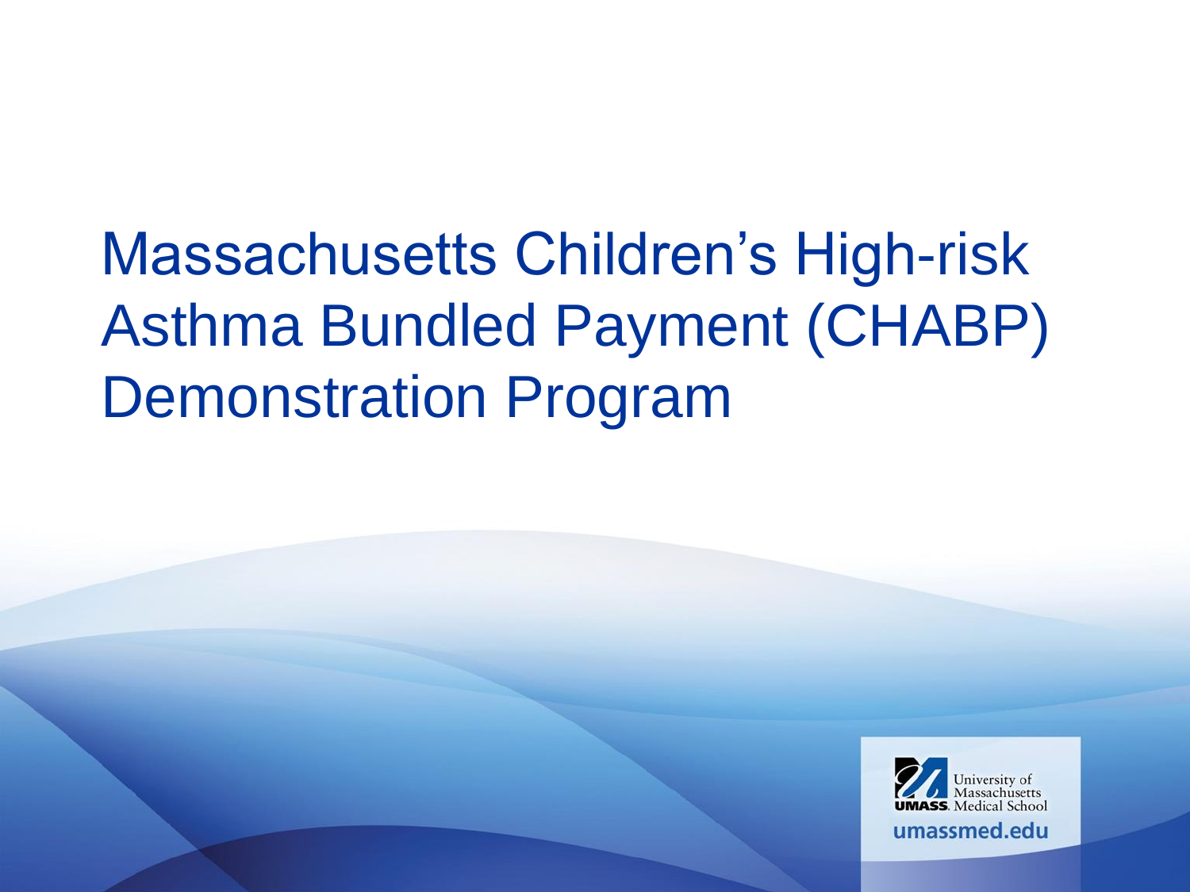# Massachusetts Children's High-risk Asthma Bundled Payment (CHABP) Demonstration Program

University of Massachusetts UMASS. Medical School

umassmed.edu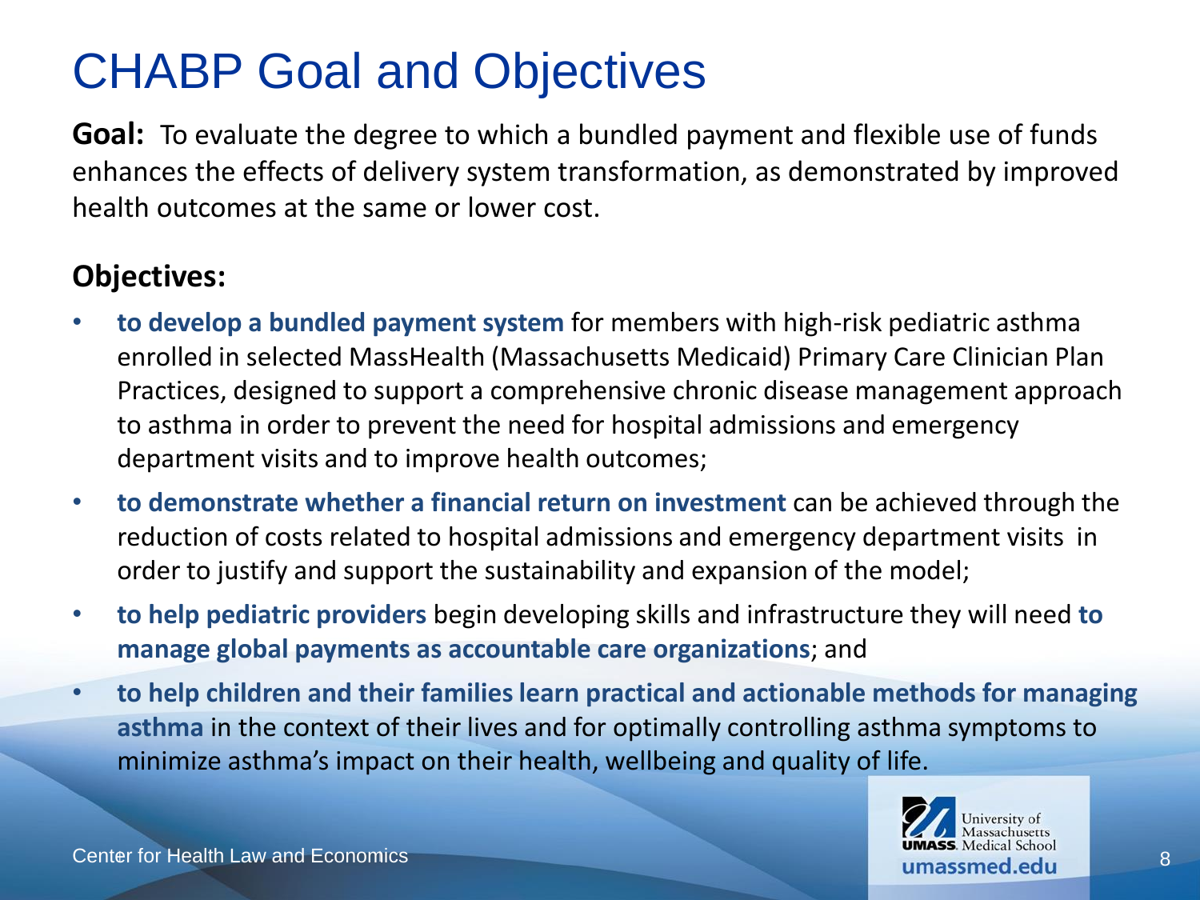# CHABP Goal and Objectives

**Goal:** To evaluate the degree to which a bundled payment and flexible use of funds enhances the effects of delivery system transformation, as demonstrated by improved health outcomes at the same or lower cost.

**Objectives:**

- **to develop a bundled payment system** for members with high-risk pediatric asthma enrolled in selected MassHealth (Massachusetts Medicaid) Primary Care Clinician Plan Practices, designed to support a comprehensive chronic disease management approach to asthma in order to prevent the need for hospital admissions and emergency department visits and to improve health outcomes;
- **to demonstrate whether a financial return on investment** can be achieved through the reduction of costs related to hospital admissions and emergency department visits in order to justify and support the sustainability and expansion of the model;
- **to help pediatric providers** begin developing skills and infrastructure they will need **to manage global payments as accountable care organizations**; and
- **to help children and their families learn practical and actionable methods for managing asthma** in the context of their lives and for optimally controlling asthma symptoms to minimize asthma's impact on their health, wellbeing and quality of life.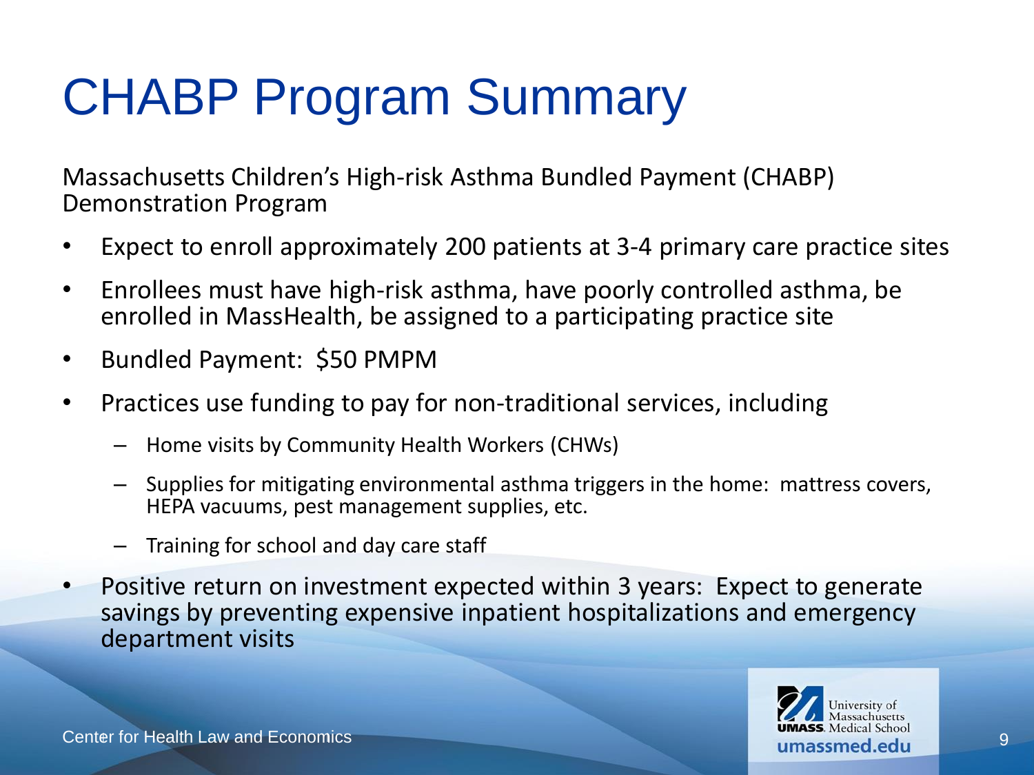# CHABP Program Summary

Massachusetts Children's High-risk Asthma Bundled Payment (CHABP) Demonstration Program

- Expect to enroll approximately 200 patients at 3-4 primary care practice sites
- Enrollees must have high-risk asthma, have poorly controlled asthma, be enrolled in MassHealth, be assigned to a participating practice site
- Bundled Payment: $50 PMPM
- Practices use funding to pay for non-traditional services, including
  - Home visits by Community Health Workers (CHWs)
  - Supplies for mitigating environmental asthma triggers in the home: mattress covers, HEPA vacuums, pest management supplies, etc.
  - Training for school and day care staff
- Positive return on investment expected within 3 years: Expect to generate savings by preventing expensive inpatient hospitalizations and emergency department visits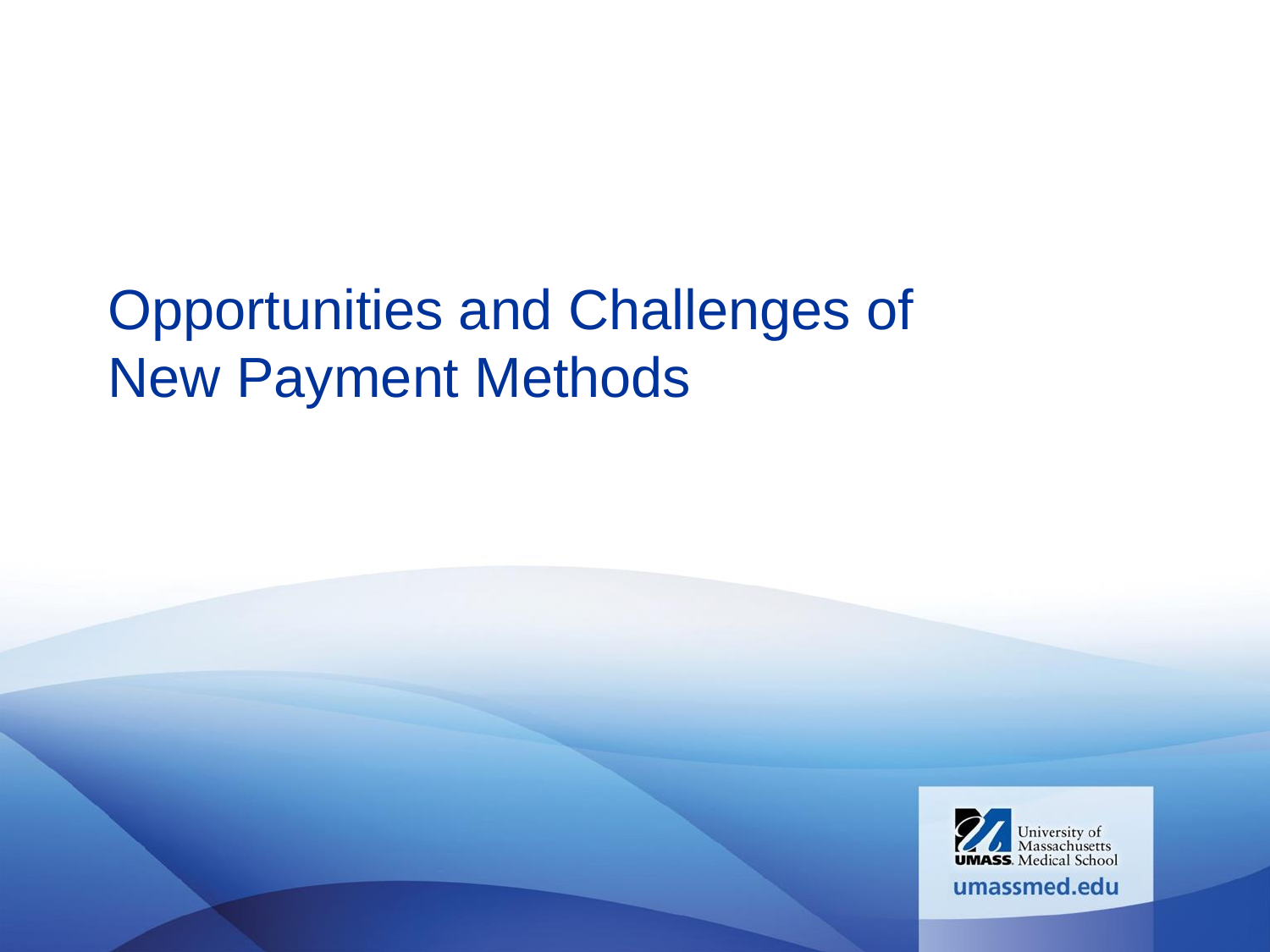# Opportunities and Challenges of New Payment Methods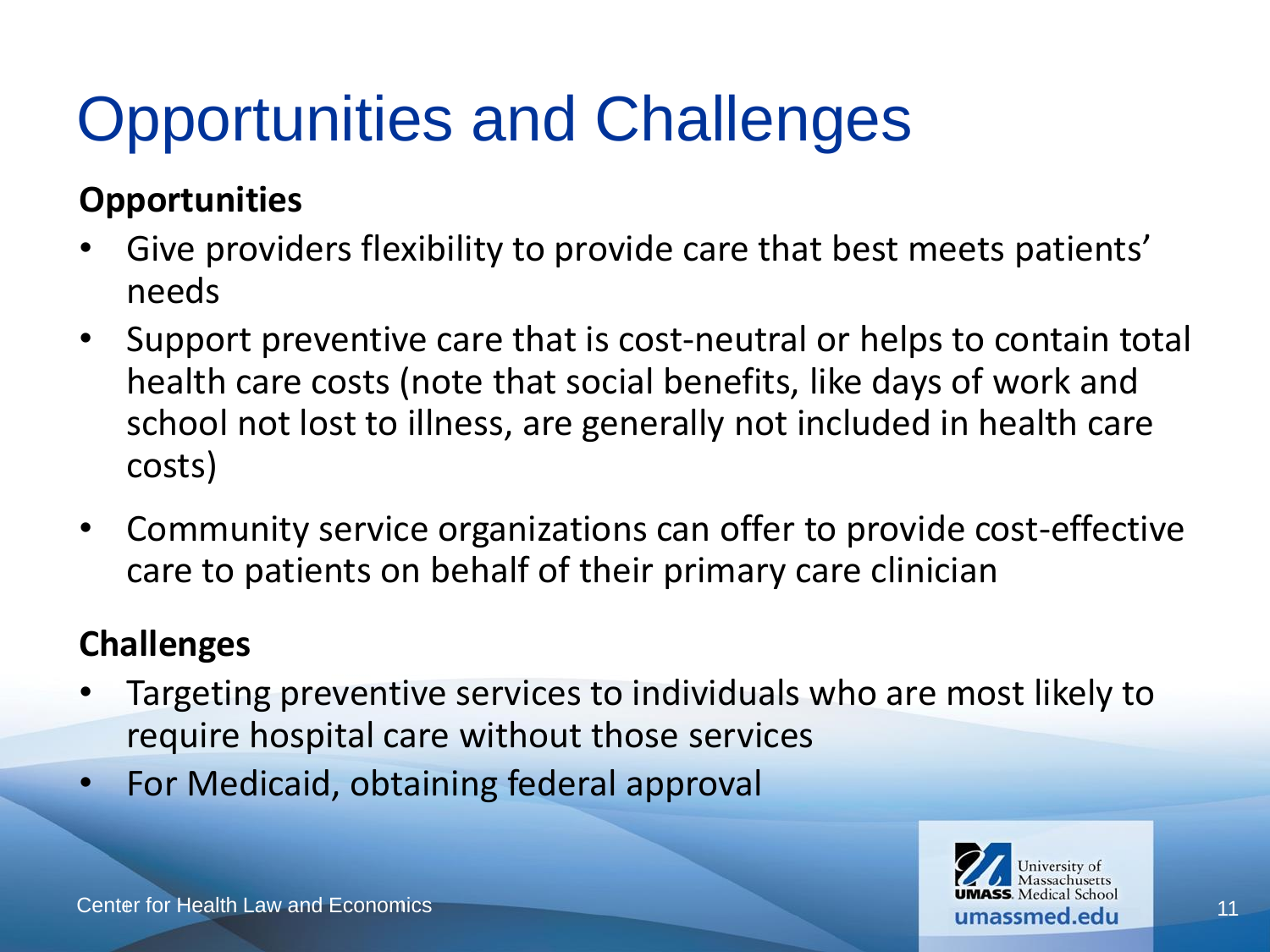# Opportunities and Challenges

**Opportunities**

- Give providers flexibility to provide care that best meets patients' needs
- Support preventive care that is cost-neutral or helps to contain total health care costs (note that social benefits, like days of work and school not lost to illness, are generally not included in health care costs)
- Community service organizations can offer to provide cost-effective care to patients on behalf of their primary care clinician

**Challenges**

- Targeting preventive services to individuals who are most likely to require hospital care without those services
- For Medicaid, obtaining federal approval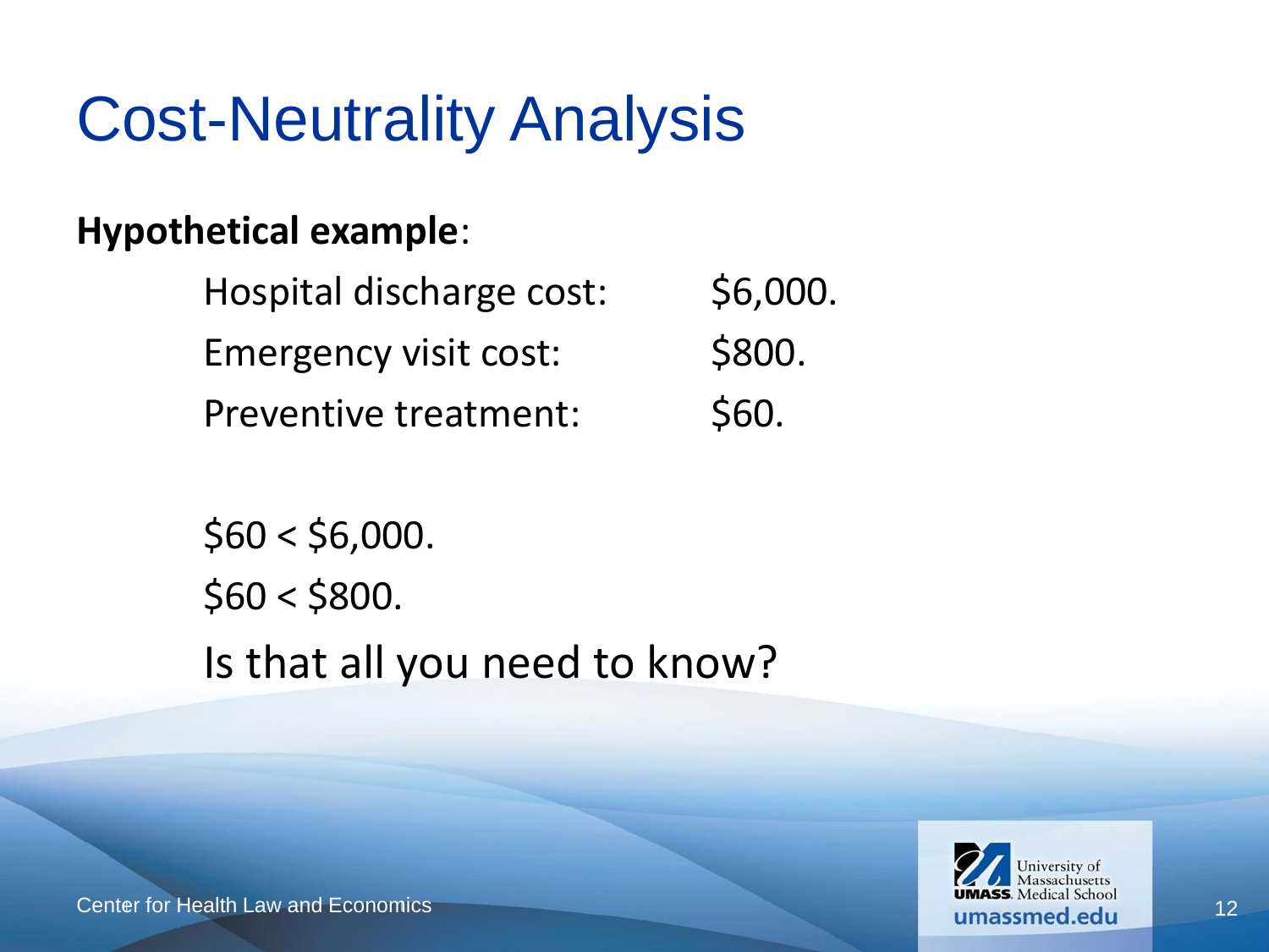# Cost-Neutrality Analysis

**Hypothetical example**:

| | |
|---|---|
| Hospital discharge cost: | $6,000. |
| Emergency visit cost: | $800. |
| Preventive treatment: | $60. |

$60 < $6,000.

$60 < $800.

Is that all you need to know?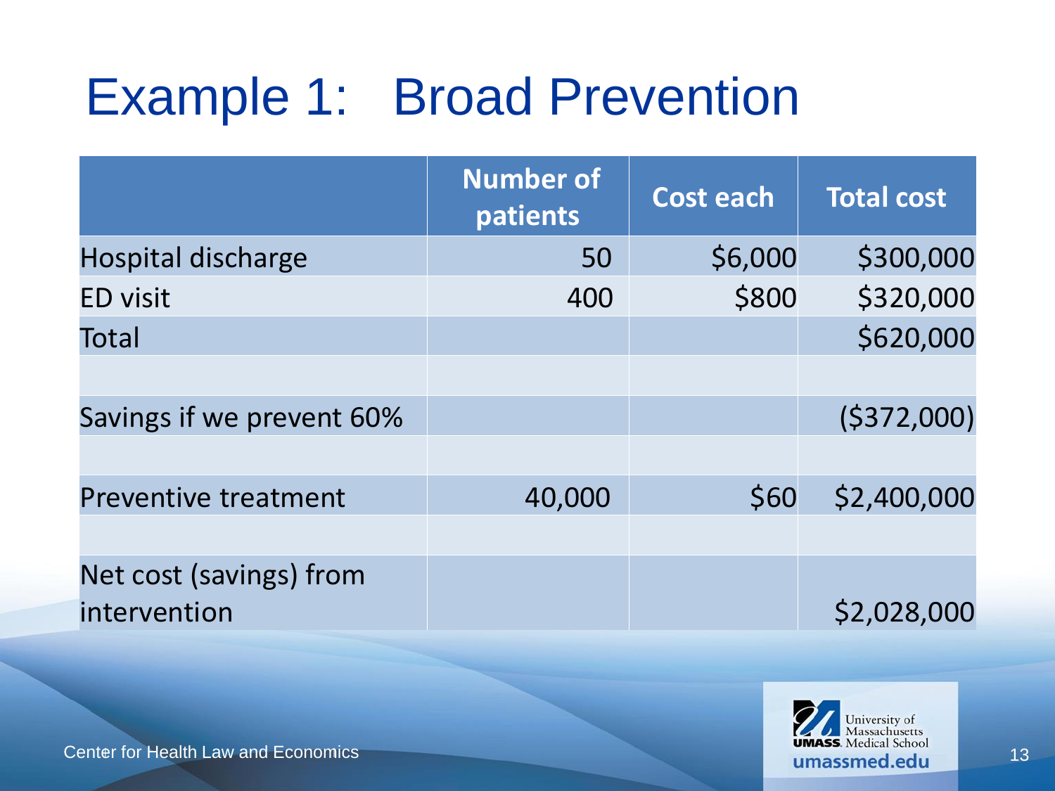# Example 1: Broad Prevention

| | Number of patients | Cost each | Total cost |
|---|---|---|---|
| Hospital discharge | 50 | $6,000 | $300,000 |
| ED visit | 400 | $800 | $320,000 |
| Total | | | $620,000 |
| | | | |
| Savings if we prevent 60% | | | ($372,000) |
| | | | |
| Preventive treatment | 40,000 | $60 | $2,400,000 |
| | | | |
| Net cost (savings) from intervention | | | $2,028,000 |

Center for Health Law and Economics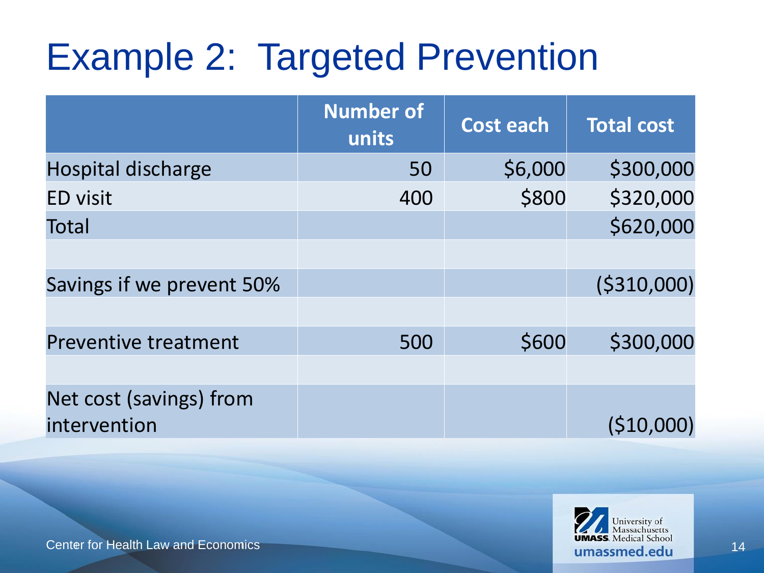# Example 2: Targeted Prevention

| | Number of units | Cost each | Total cost |
|---|---|---|---|
| Hospital discharge | 50 | $6,000 | $300,000 |
| ED visit | 400 | $800 | $320,000 |
| Total | | | $620,000 |
| | | | |
| Savings if we prevent 50% | | | ($310,000) |
| | | | |
| Preventive treatment | 500 | $600 | $300,000 |
| | | | |
| Net cost (savings) from intervention | | | ($10,000) |

Center for Health Law and Economics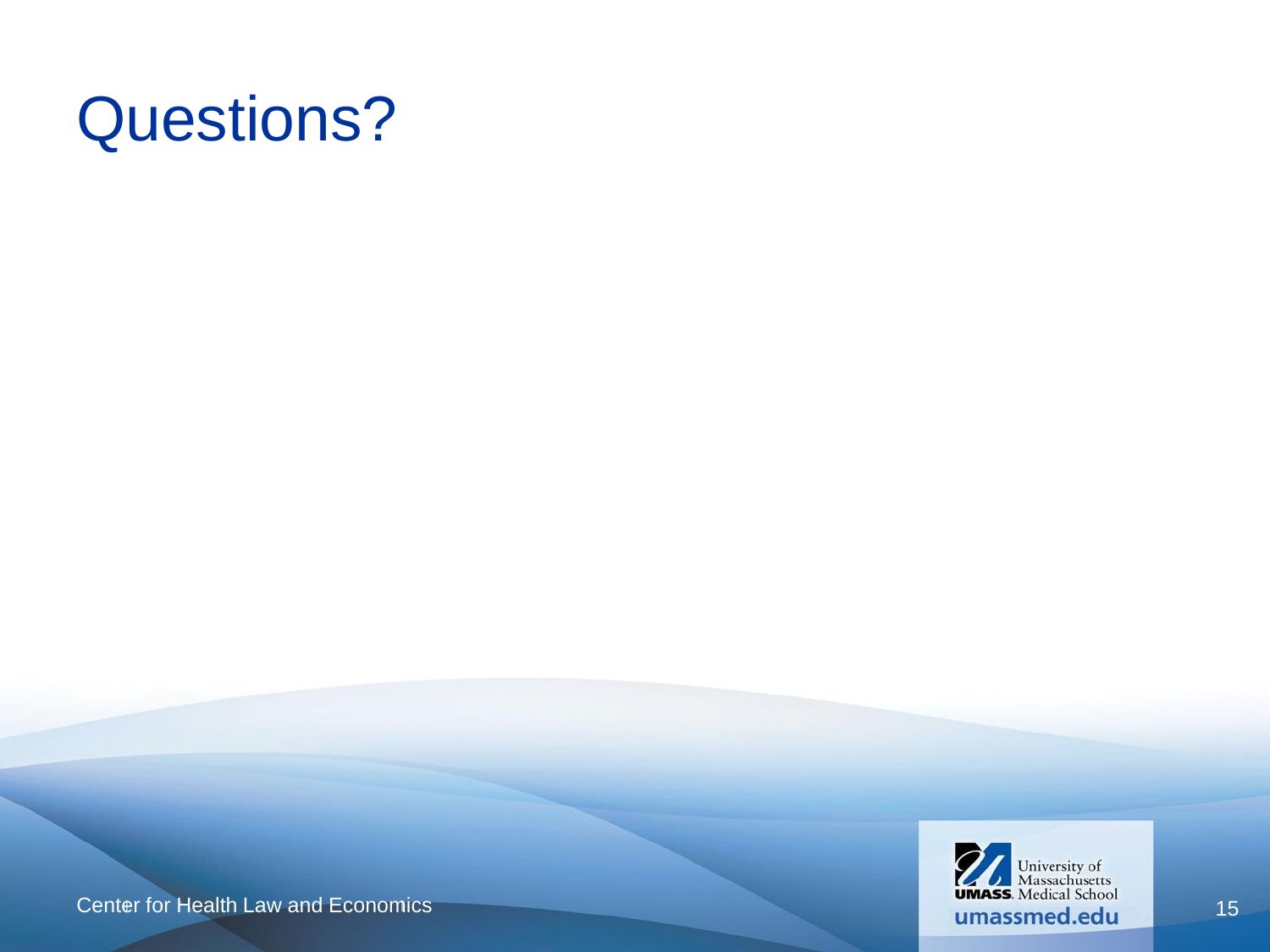# Questions?